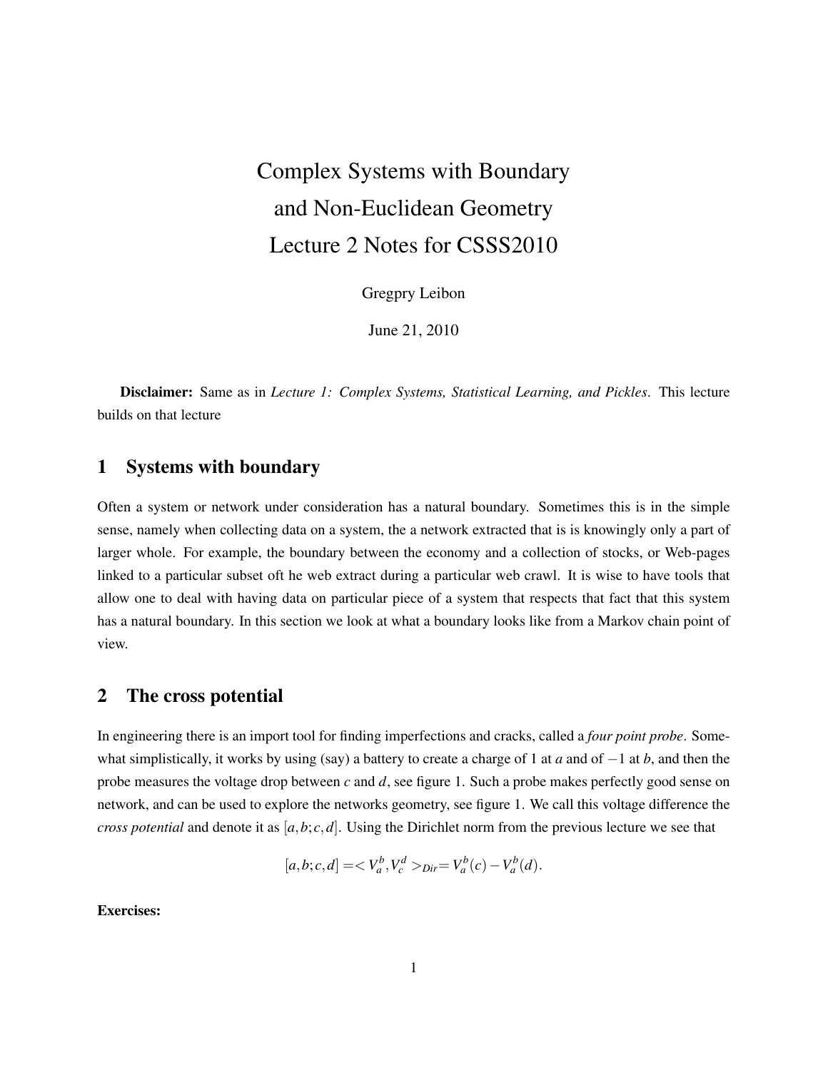# Complex Systems with Boundary and Non-Euclidean Geometry
# Lecture 2 Notes for CSSS2010

Gregpry Leibon

June 21, 2010

**Disclaimer:** Same as in *Lecture 1: Complex Systems, Statistical Learning, and Pickles*. This lecture builds on that lecture

## 1 Systems with boundary

Often a system or network under consideration has a natural boundary. Sometimes this is in the simple sense, namely when collecting data on a system, the a network extracted that is is knowingly only a part of larger whole. For example, the boundary between the economy and a collection of stocks, or Web-pages linked to a particular subset oft he web extract during a particular web crawl. It is wise to have tools that allow one to deal with having data on particular piece of a system that respects that fact that this system has a natural boundary. In this section we look at what a boundary looks like from a Markov chain point of view.

## 2 The cross potential

In engineering there is an import tool for finding imperfections and cracks, called a *four point probe*. Somewhat simplistically, it works by using (say) a battery to create a charge of 1 at $a$ and of $-1$ at $b$, and then the probe measures the voltage drop between $c$ and $d$, see figure 1. Such a probe makes perfectly good sense on network, and can be used to explore the networks geometry, see figure 1. We call this voltage difference the *cross potential* and denote it as $[a,b;c,d]$. Using the Dirichlet norm from the previous lecture we see that

$$[a,b;c,d] = < V_a^b, V_c^d >_{Dir} = V_a^b(c) - V_a^b(d).$$

**Exercises:**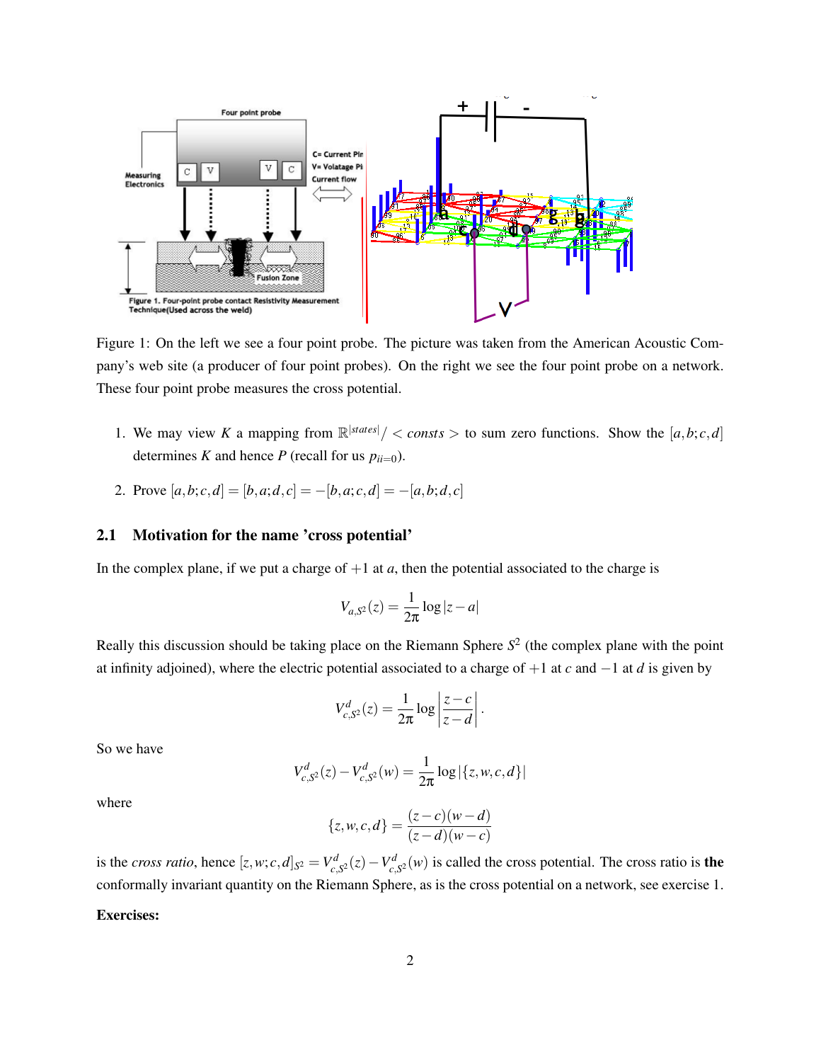Figure 1: On the left we see a four point probe. The picture was taken from the American Acoustic Company's web site (a producer of four point probes). On the right we see the four point probe on a network. These four point probe measures the cross potential.

1. We may view $K$ a mapping from $\mathbb{R}^{|states|}/ < consts >$ to sum zero functions. Show the $[a,b;c,d]$ determines $K$ and hence $P$ (recall for us $p_{ii=0}$).

2. Prove $[a,b;c,d] = [b,a;d,c] = -[b,a;c,d] = -[a,b;d,c]$

### 2.1 Motivation for the name 'cross potential'

In the complex plane, if we put a charge of $+1$ at $a$, then the potential associated to the charge is

$$V_{a,S^2}(z) = \frac{1}{2\pi} \log|z-a|$$

Really this discussion should be taking place on the Riemann Sphere $S^2$ (the complex plane with the point at infinity adjoined), where the electric potential associated to a charge of $+1$ at $c$ and $-1$ at $d$ is given by

$$V^d_{c,S^2}(z) = \frac{1}{2\pi} \log\left|\frac{z-c}{z-d}\right|.$$

So we have

$$V^d_{c,S^2}(z) - V^d_{c,S^2}(w) = \frac{1}{2\pi} \log|\{z,w,c,d\}|$$

where

$$\{z,w,c,d\} = \frac{(z-c)(w-d)}{(z-d)(w-c)}$$

is the *cross ratio*, hence $[z,w;c,d]_{S^2} = V^d_{c,S^2}(z) - V^d_{c,S^2}(w)$ is called the cross potential. The cross ratio is **the** conformally invariant quantity on the Riemann Sphere, as is the cross potential on a network, see exercise 1.

**Exercises:**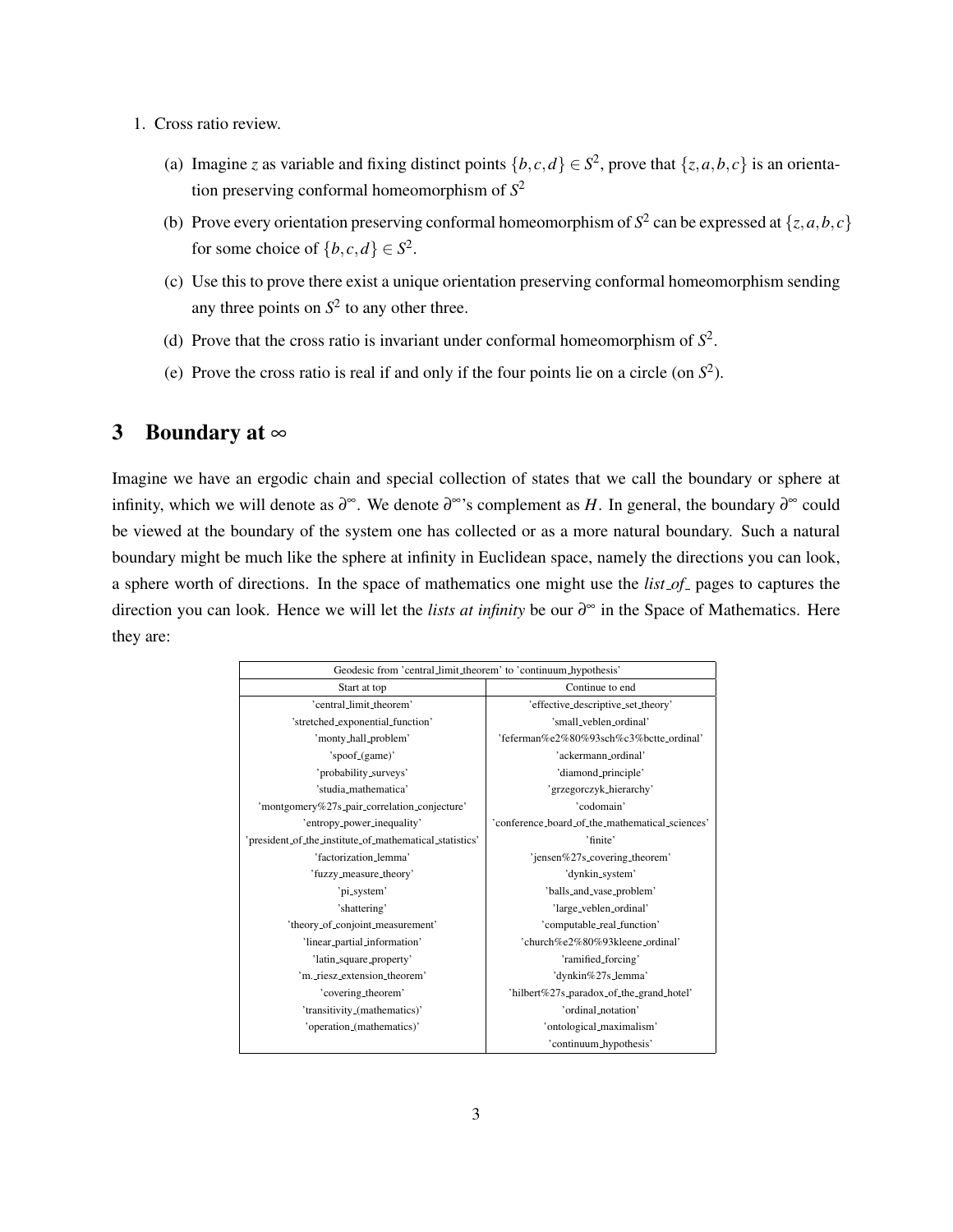1. Cross ratio review.

   (a) Imagine $z$ as variable and fixing distinct points $\{b,c,d\} \in S^2$, prove that $\{z,a,b,c\}$ is an orientation preserving conformal homeomorphism of $S^2$

   (b) Prove every orientation preserving conformal homeomorphism of $S^2$ can be expressed at $\{z,a,b,c\}$ for some choice of $\{b,c,d\} \in S^2$.

   (c) Use this to prove there exist a unique orientation preserving conformal homeomorphism sending any three points on $S^2$ to any other three.

   (d) Prove that the cross ratio is invariant under conformal homeomorphism of $S^2$.

   (e) Prove the cross ratio is real if and only if the four points lie on a circle (on $S^2$).

## 3 Boundary at $\infty$

Imagine we have an ergodic chain and special collection of states that we call the boundary or sphere at infinity, which we will denote as $\partial^\infty$. We denote $\partial^\infty$'s complement as $H$. In general, the boundary $\partial^\infty$ could be viewed at the boundary of the system one has collected or as a more natural boundary. Such a natural boundary might be much like the sphere at infinity in Euclidean space, namely the directions you can look, a sphere worth of directions. In the space of mathematics one might use the *list_of_* pages to captures the direction you can look. Hence we will let the *lists at infinity* be our $\partial^\infty$ in the Space of Mathematics. Here they are:

| Geodesic from 'central_limit_theorem' to 'continuum_hypothesis' | |
|---|---|
| Start at top | Continue to end |
| 'central_limit_theorem' | 'effective_descriptive_set_theory' |
| 'stretched_exponential_function' | 'small_veblen_ordinal' |
| 'monty_hall_problem' | 'feferman%e2%80%93sch%c3%bctte_ordinal' |
| 'spoof_(game)' | 'ackermann_ordinal' |
| 'probability_surveys' | 'diamond_principle' |
| 'studia_mathematica' | 'grzegorczyk_hierarchy' |
| 'montgomery%27s_pair_correlation_conjecture' | 'codomain' |
| 'entropy_power_inequality' | 'conference_board_of_the_mathematical_sciences' |
| 'president_of_the_institute_of_mathematical_statistics' | 'finite' |
| 'factorization_lemma' | 'jensen%27s_covering_theorem' |
| 'fuzzy_measure_theory' | 'dynkin_system' |
| 'pi_system' | 'balls_and_vase_problem' |
| 'shattering' | 'large_veblen_ordinal' |
| 'theory_of_conjoint_measurement' | 'computable_real_function' |
| 'linear_partial_information' | 'church%e2%80%93kleene_ordinal' |
| 'latin_square_property' | 'ramified_forcing' |
| 'm._riesz_extension_theorem' | 'dynkin%27s_lemma' |
| 'covering_theorem' | 'hilbert%27s_paradox_of_the_grand_hotel' |
| 'transitivity_(mathematics)' | 'ordinal_notation' |
| 'operation_(mathematics)' | 'ontological_maximalism' |
| | 'continuum_hypothesis' |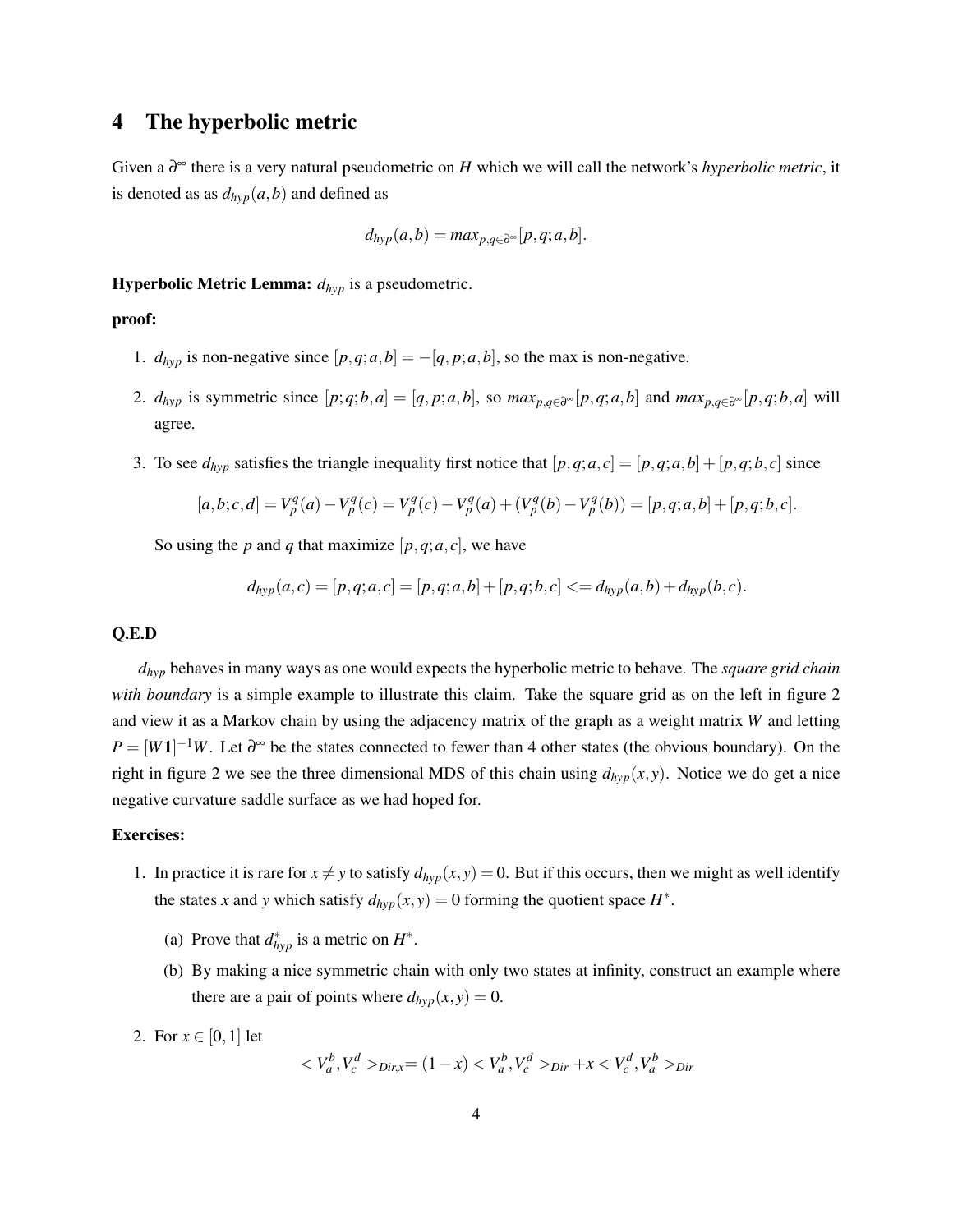## 4 The hyperbolic metric

Given a $\partial^\infty$ there is a very natural pseudometric on $H$ which we will call the network's *hyperbolic metric*, it is denoted as as $d_{hyp}(a,b)$ and defined as

$$d_{hyp}(a,b) = max_{p,q \in \partial^\infty}[p,q;a,b].$$

**Hyperbolic Metric Lemma:** $d_{hyp}$ is a pseudometric.

**proof:**

1. $d_{hyp}$ is non-negative since $[p,q;a,b] = -[q,p;a,b]$, so the max is non-negative.
2. $d_{hyp}$ is symmetric since $[p;q;b,a] = [q,p;a,b]$, so $max_{p,q \in \partial^\infty}[p,q;a,b]$ and $max_{p,q \in \partial^\infty}[p,q;b,a]$ will agree.
3. To see $d_{hyp}$ satisfies the triangle inequality first notice that $[p,q;a,c] = [p,q;a,b] + [p,q;b,c]$ since

$$[a,b;c,d] = V_p^q(a) - V_p^q(c) = V_p^q(c) - V_p^q(a) + (V_p^q(b) - V_p^q(b)) = [p,q;a,b] + [p,q;b,c].$$

So using the $p$ and $q$ that maximize $[p,q;a,c]$, we have

$$d_{hyp}(a,c) = [p,q;a,c] = [p,q;a,b] + [p,q;b,c] <= d_{hyp}(a,b) + d_{hyp}(b,c).$$

**Q.E.D**

$d_{hyp}$ behaves in many ways as one would expects the hyperbolic metric to behave. The *square grid chain with boundary* is a simple example to illustrate this claim. Take the square grid as on the left in figure 2 and view it as a Markov chain by using the adjacency matrix of the graph as a weight matrix $W$ and letting $P = [W\mathbf{1}]^{-1}W$. Let $\partial^\infty$ be the states connected to fewer than 4 other states (the obvious boundary). On the right in figure 2 we see the three dimensional MDS of this chain using $d_{hyp}(x,y)$. Notice we do get a nice negative curvature saddle surface as we had hoped for.

**Exercises:**

1. In practice it is rare for $x \neq y$ to satisfy $d_{hyp}(x,y) = 0$. But if this occurs, then we might as well identify the states $x$ and $y$ which satisfy $d_{hyp}(x,y) = 0$ forming the quotient space $H^*$.
   (a) Prove that $d_{hyp}^*$ is a metric on $H^*$.
   (b) By making a nice symmetric chain with only two states at infinity, construct an example where there are a pair of points where $d_{hyp}(x,y) = 0$.
2. For $x \in [0,1]$ let

$$< V_a^b, V_c^d >_{Dir,x} = (1-x) < V_a^b, V_c^d >_{Dir} + x < V_c^d, V_a^b >_{Dir}$$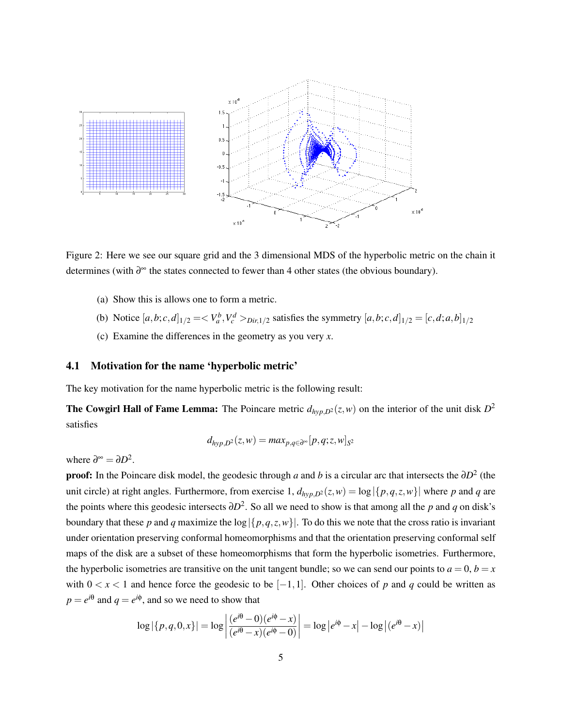Figure 2: Here we see our square grid and the 3 dimensional MDS of the hyperbolic metric on the chain it determines (with $\partial^\infty$ the states connected to fewer than 4 other states (the obvious boundary).

(a) Show this is allows one to form a metric.

(b) Notice $[a,b;c,d]_{1/2} = < V_a^b, V_c^d >_{Dir,1/2}$ satisfies the symmetry $[a,b;c,d]_{1/2} = [c,d;a,b]_{1/2}$

(c) Examine the differences in the geometry as you very $x$.

## 4.1 Motivation for the name 'hyperbolic metric'

The key motivation for the name hyperbolic metric is the following result:

**The Cowgirl Hall of Fame Lemma:** The Poincare metric $d_{hyp,D^2}(z,w)$ on the interior of the unit disk $D^2$ satisfies

$$d_{hyp,D^2}(z,w) = max_{p,q \in \partial^\infty}[p,q;z,w]_{S^2}$$

where $\partial^\infty = \partial D^2$.

**proof:** In the Poincare disk model, the geodesic through $a$ and $b$ is a circular arc that intersects the $\partial D^2$ (the unit circle) at right angles. Furthermore, from exercise 1, $d_{hyp,D^2}(z,w) = \log|\{p,q,z,w\}|$ where $p$ and $q$ are the points where this geodesic intersects $\partial D^2$. So all we need to show is that among all the $p$ and $q$ on disk's boundary that these $p$ and $q$ maximize the $\log|\{p,q,z,w\}|$. To do this we note that the cross ratio is invariant under orientation preserving conformal homeomorphisms and that the orientation preserving conformal self maps of the disk are a subset of these homeomorphisms that form the hyperbolic isometries. Furthermore, the hyperbolic isometries are transitive on the unit tangent bundle; so we can send our points to $a = 0$, $b = x$ with $0 < x < 1$ and hence force the geodesic to be $[-1,1]$. Other choices of $p$ and $q$ could be written as $p = e^{i\theta}$ and $q = e^{i\phi}$, and so we need to show that

$$\log|\{p,q,0,x\}| = \log\left|\frac{(e^{i\theta}-0)(e^{i\phi}-x)}{(e^{i\theta}-x)(e^{i\phi}-0)}\right| = \log\left|e^{i\phi}-x\right| - \log\left|(e^{i\theta}-x)\right|$$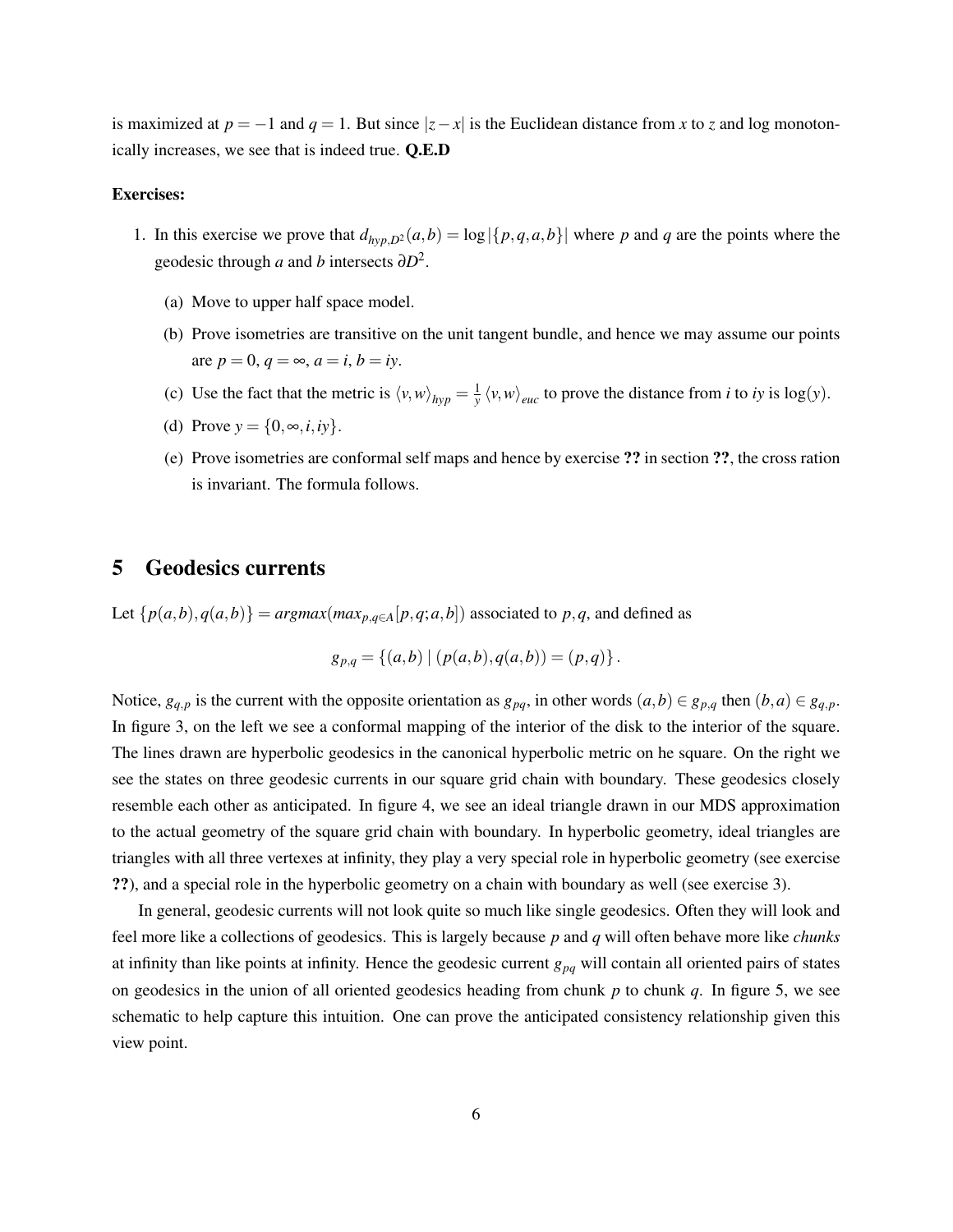is maximized at $p = -1$ and $q = 1$. But since $|z - x|$ is the Euclidean distance from $x$ to $z$ and log monotonically increases, we see that is indeed true. **Q.E.D**

**Exercises:**

1. In this exercise we prove that $d_{hyp,D^2}(a,b) = \log|\{p,q,a,b\}|$ where $p$ and $q$ are the points where the geodesic through $a$ and $b$ intersects $\partial D^2$.
   (a) Move to upper half space model.
   (b) Prove isometries are transitive on the unit tangent bundle, and hence we may assume our points are $p = 0$, $q = \infty$, $a = i$, $b = iy$.
   (c) Use the fact that the metric is $\langle v,w\rangle_{hyp} = \frac{1}{y}\langle v,w\rangle_{euc}$ to prove the distance from $i$ to $iy$ is $\log(y)$.
   (d) Prove $y = \{0,\infty,i,iy\}$.
   (e) Prove isometries are conformal self maps and hence by exercise **??** in section **??**, the cross ration is invariant. The formula follows.

## 5 Geodesics currents

Let $\{p(a,b),q(a,b)\} = argmax(max_{p,q\in A}[p,q;a,b])$ associated to $p,q$, and defined as

$$g_{p,q} = \{(a,b) \mid (p(a,b),q(a,b)) = (p,q)\}.$$

Notice, $g_{q,p}$ is the current with the opposite orientation as $g_{pq}$, in other words $(a,b) \in g_{p,q}$ then $(b,a) \in g_{q,p}$. In figure 3, on the left we see a conformal mapping of the interior of the disk to the interior of the square. The lines drawn are hyperbolic geodesics in the canonical hyperbolic metric on he square. On the right we see the states on three geodesic currents in our square grid chain with boundary. These geodesics closely resemble each other as anticipated. In figure 4, we see an ideal triangle drawn in our MDS approximation to the actual geometry of the square grid chain with boundary. In hyperbolic geometry, ideal triangles are triangles with all three vertexes at infinity, they play a very special role in hyperbolic geometry (see exercise **??**), and a special role in the hyperbolic geometry on a chain with boundary as well (see exercise 3).

In general, geodesic currents will not look quite so much like single geodesics. Often they will look and feel more like a collections of geodesics. This is largely because $p$ and $q$ will often behave more like *chunks* at infinity than like points at infinity. Hence the geodesic current $g_{pq}$ will contain all oriented pairs of states on geodesics in the union of all oriented geodesics heading from chunk $p$ to chunk $q$. In figure 5, we see schematic to help capture this intuition. One can prove the anticipated consistency relationship given this view point.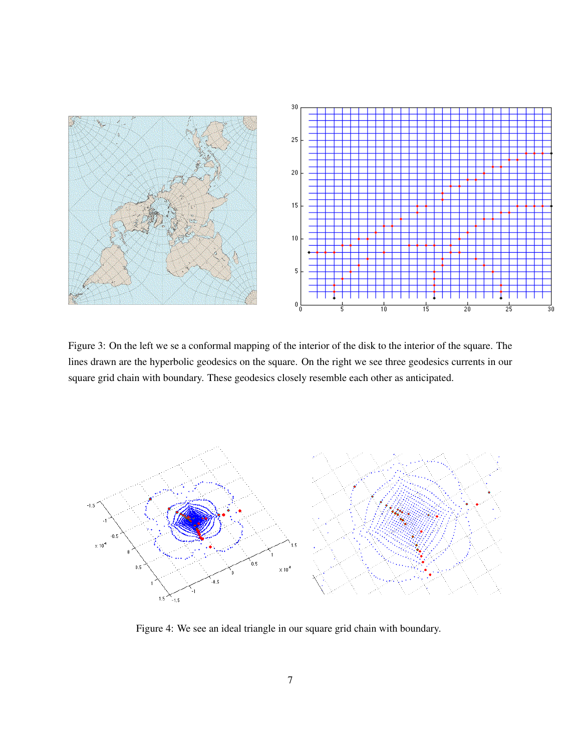Figure 3: On the left we se a conformal mapping of the interior of the disk to the interior of the square. The lines drawn are the hyperbolic geodesics on the square. On the right we see three geodesics currents in our square grid chain with boundary. These geodesics closely resemble each other as anticipated.

Figure 4: We see an ideal triangle in our square grid chain with boundary.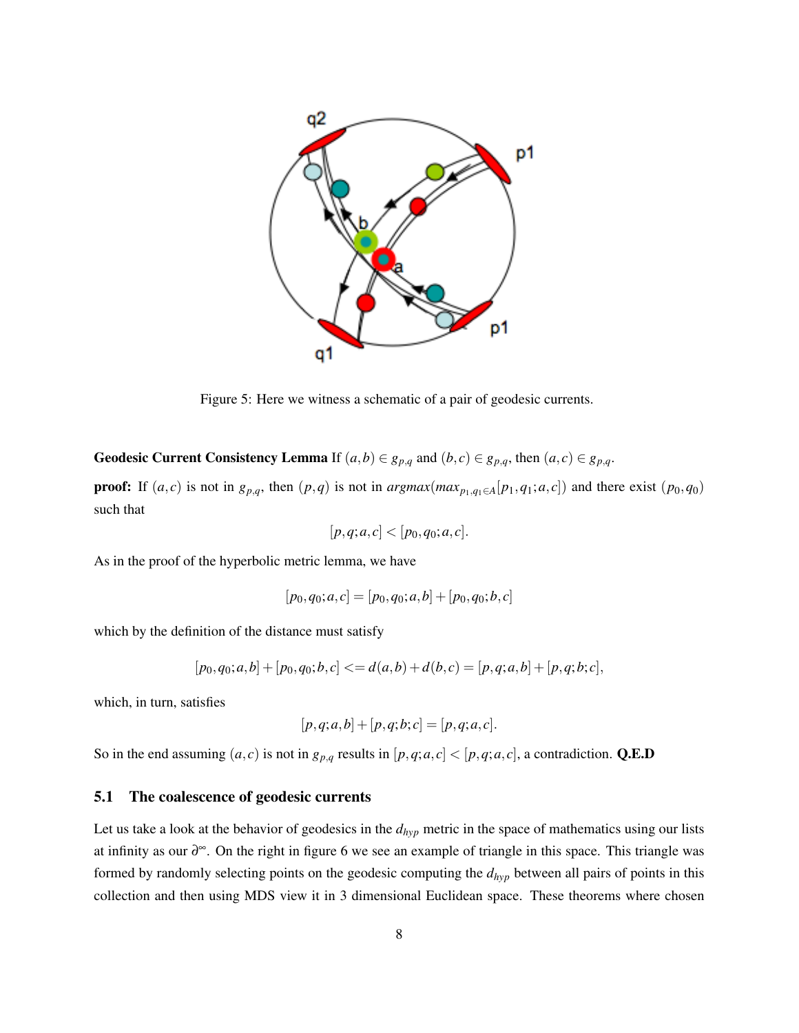Figure 5: Here we witness a schematic of a pair of geodesic currents.

**Geodesic Current Consistency Lemma** If $(a,b) \in g_{p,q}$ and $(b,c) \in g_{p,q}$, then $(a,c) \in g_{p,q}$.

**proof:** If $(a,c)$ is not in $g_{p,q}$, then $(p,q)$ is not in $argmax(max_{p_1,q_1 \in A}[p_1,q_1;a,c])$ and there exist $(p_0,q_0)$ such that

$$[p,q;a,c] < [p_0,q_0;a,c].$$

As in the proof of the hyperbolic metric lemma, we have

$$[p_0,q_0;a,c] = [p_0,q_0;a,b] + [p_0,q_0;b,c]$$

which by the definition of the distance must satisfy

$$[p_0,q_0;a,b] + [p_0,q_0;b,c] <= d(a,b) + d(b,c) = [p,q;a,b] + [p,q;b;c],$$

which, in turn, satisfies

$$[p,q;a,b] + [p,q;b;c] = [p,q;a,c].$$

So in the end assuming $(a,c)$ is not in $g_{p,q}$ results in $[p,q;a,c] < [p,q;a,c]$, a contradiction. **Q.E.D**

### 5.1 The coalescence of geodesic currents

Let us take a look at the behavior of geodesics in the $d_{hyp}$ metric in the space of mathematics using our lists at infinity as our $\partial^\infty$. On the right in figure 6 we see an example of triangle in this space. This triangle was formed by randomly selecting points on the geodesic computing the $d_{hyp}$ between all pairs of points in this collection and then using MDS view it in 3 dimensional Euclidean space. These theorems where chosen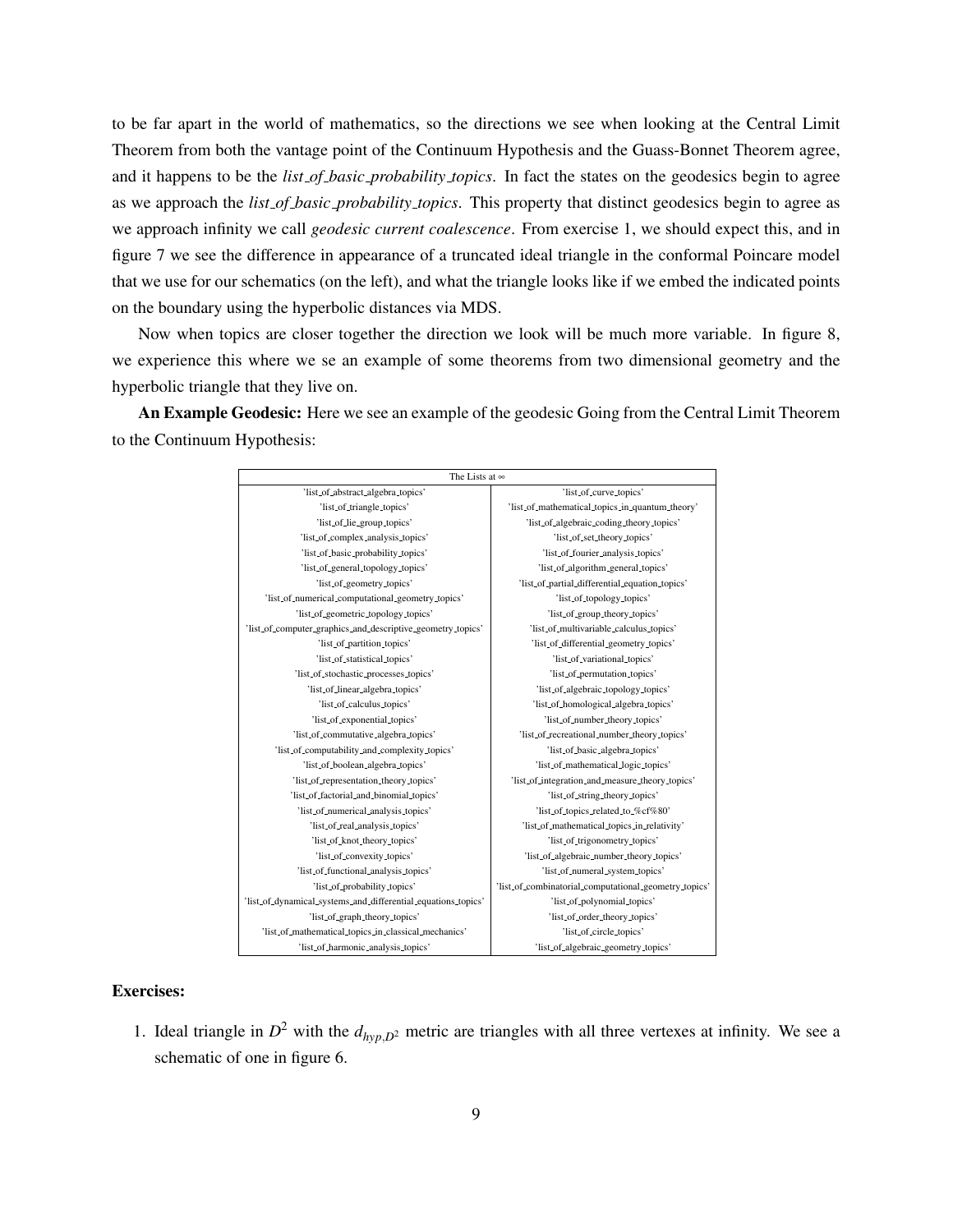to be far apart in the world of mathematics, so the directions we see when looking at the Central Limit Theorem from both the vantage point of the Continuum Hypothesis and the Guass-Bonnet Theorem agree, and it happens to be the *list_of_basic_probability_topics*. In fact the states on the geodesics begin to agree as we approach the *list_of_basic_probability_topics*. This property that distinct geodesics begin to agree as we approach infinity we call *geodesic current coalescence*. From exercise 1, we should expect this, and in figure 7 we see the difference in appearance of a truncated ideal triangle in the conformal Poincare model that we use for our schematics (on the left), and what the triangle looks like if we embed the indicated points on the boundary using the hyperbolic distances via MDS.

Now when topics are closer together the direction we look will be much more variable. In figure 8, we experience this where we se an example of some theorems from two dimensional geometry and the hyperbolic triangle that they live on.

**An Example Geodesic:** Here we see an example of the geodesic Going from the Central Limit Theorem to the Continuum Hypothesis:

| The Lists at $\infty$ | |
|---|---|
| 'list_of_abstract_algebra_topics' | 'list_of_curve_topics' |
| 'list_of_triangle_topics' | 'list_of_mathematical_topics_in_quantum_theory' |
| 'list_of_lie_group_topics' | 'list_of_algebraic_coding_theory_topics' |
| 'list_of_complex_analysis_topics' | 'list_of_set_theory_topics' |
| 'list_of_basic_probability_topics' | 'list_of_fourier_analysis_topics' |
| 'list_of_general_topology_topics' | 'list_of_algorithm_general_topics' |
| 'list_of_geometry_topics' | 'list_of_partial_differential_equation_topics' |
| 'list_of_numerical_computational_geometry_topics' | 'list_of_topology_topics' |
| 'list_of_geometric_topology_topics' | 'list_of_group_theory_topics' |
| 'list_of_computer_graphics_and_descriptive_geometry_topics' | 'list_of_multivariable_calculus_topics' |
| 'list_of_partition_topics' | 'list_of_differential_geometry_topics' |
| 'list_of_statistical_topics' | 'list_of_variational_topics' |
| 'list_of_stochastic_processes_topics' | 'list_of_permutation_topics' |
| 'list_of_linear_algebra_topics' | 'list_of_algebraic_topology_topics' |
| 'list_of_calculus_topics' | 'list_of_homological_algebra_topics' |
| 'list_of_exponential_topics' | 'list_of_number_theory_topics' |
| 'list_of_commutative_algebra_topics' | 'list_of_recreational_number_theory_topics' |
| 'list_of_computability_and_complexity_topics' | 'list_of_basic_algebra_topics' |
| 'list_of_boolean_algebra_topics' | 'list_of_mathematical_logic_topics' |
| 'list_of_representation_theory_topics' | 'list_of_integration_and_measure_theory_topics' |
| 'list_of_factorial_and_binomial_topics' | 'list_of_string_theory_topics' |
| 'list_of_numerical_analysis_topics' | 'list_of_topics_related_to_%cf%80' |
| 'list_of_real_analysis_topics' | 'list_of_mathematical_topics_in_relativity' |
| 'list_of_knot_theory_topics' | 'list_of_trigonometry_topics' |
| 'list_of_convexity_topics' | 'list_of_algebraic_number_theory_topics' |
| 'list_of_functional_analysis_topics' | 'list_of_numeral_system_topics' |
| 'list_of_probability_topics' | 'list_of_combinatorial_computational_geometry_topics' |
| 'list_of_dynamical_systems_and_differential_equations_topics' | 'list_of_polynomial_topics' |
| 'list_of_graph_theory_topics' | 'list_of_order_theory_topics' |
| 'list_of_mathematical_topics_in_classical_mechanics' | 'list_of_circle_topics' |
| 'list_of_harmonic_analysis_topics' | 'list_of_algebraic_geometry_topics' |

**Exercises:**

1. Ideal triangle in $D^2$ with the $d_{hyp,D^2}$ metric are triangles with all three vertexes at infinity. We see a schematic of one in figure 6.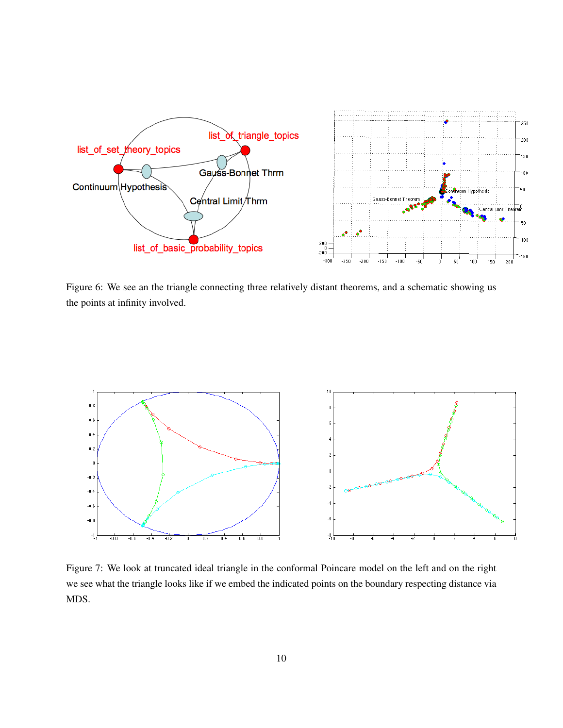Figure 6: We see an the triangle connecting three relatively distant theorems, and a schematic showing us the points at infinity involved.

Figure 7: We look at truncated ideal triangle in the conformal Poincare model on the left and on the right we see what the triangle looks like if we embed the indicated points on the boundary respecting distance via MDS.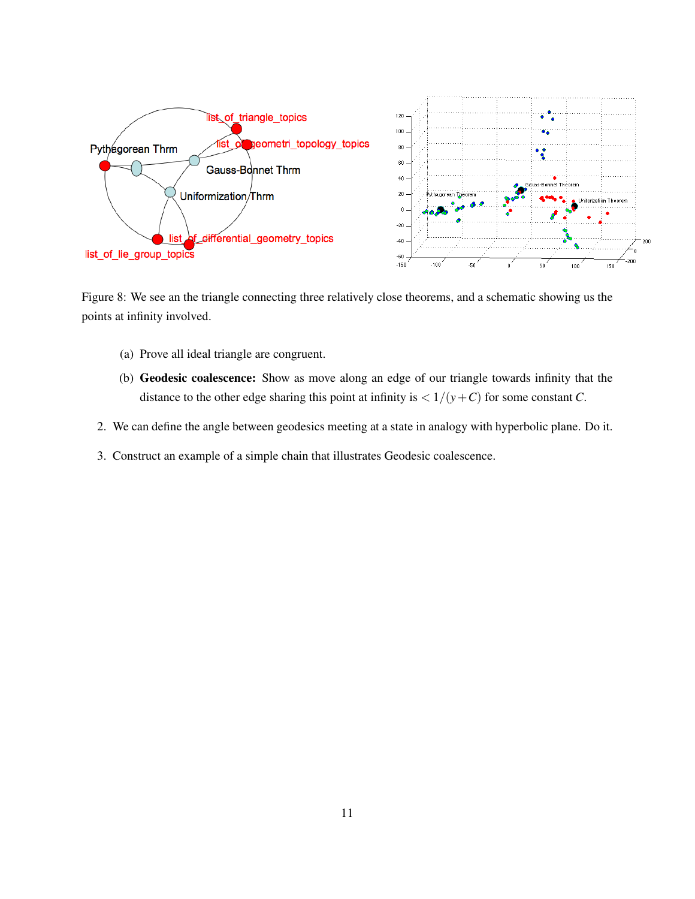Pythagorean Thrm

list_of_triangle_topics

list_of_geometri_topology_topics

Gauss-Bonnet Thrm

Uniformization Thrm

list_of_differential_geometry_topics

list_of_lie_group_topics

120

100

80

60

40

20

0

-20

-40

-60

-150

-100

-50

0

50

100

150

200

0

-200

Gauss-Bonnet Theorem

Pythagorean Theorem

Uniformization Theorem

Figure 8: We see an the triangle connecting three relatively close theorems, and a schematic showing us the points at infinity involved.

(a) Prove all ideal triangle are congruent.

(b) **Geodesic coalescence:** Show as move along an edge of our triangle towards infinity that the distance to the other edge sharing this point at infinity is $< 1/(y+C)$ for some constant $C$.

2. We can define the angle between geodesics meeting at a state in analogy with hyperbolic plane. Do it.

3. Construct an example of a simple chain that illustrates Geodesic coalescence.